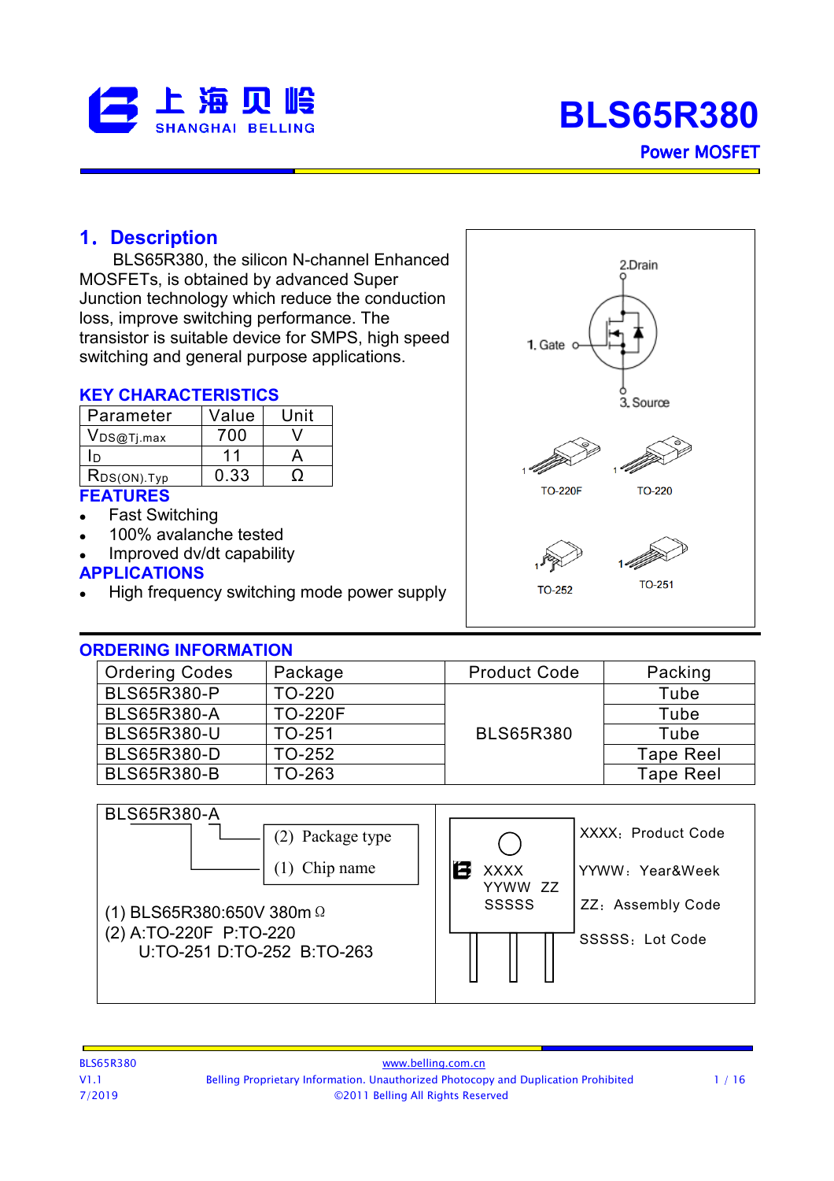上海贝岭
SHANGHAI BELLING

# BLS65R380

Power MOSFET

## 1. Description

BLS65R380, the silicon N-channel Enhanced MOSFETs, is obtained by advanced Super Junction technology which reduce the conduction loss, improve switching performance. The transistor is suitable device for SMPS, high speed switching and general purpose applications.

2.Drain
1. Gate
3. Source

TO-220F
TO-220
TO-252
TO-251

### KEY CHARACTERISTICS

| Parameter | Value | Unit |
|---|---|---|
| $V_{DS}$@$T_{j.max}$ | 700 | V |
| $I_D$ | 11 | A |
| $R_{DS(ON).Typ}$ | 0.33 | Ω |

### FEATURES

- Fast Switching
- 100% avalanche tested
- Improved dv/dt capability

### APPLICATIONS

- High frequency switching mode power supply

### ORDERING INFORMATION

| Ordering Codes | Package | Product Code | Packing |
|---|---|---|---|
| BLS65R380-P | TO-220 | BLS65R380 | Tube |
| BLS65R380-A | TO-220F | | Tube |
| BLS65R380-U | TO-251 | | Tube |
| BLS65R380-D | TO-252 | | Tape Reel |
| BLS65R380-B | TO-263 | | Tape Reel |

BLS65R380-A
(2) Package type
(1) Chip name

(1) BLS65R380:650V 380mΩ
(2) A:TO-220F P:TO-220
U:TO-251 D:TO-252 B:TO-263

XXXX
YYWW ZZ
SSSSS

XXXX：Product Code
YYWW：Year&Week
ZZ：Assembly Code
SSSSS：Lot Code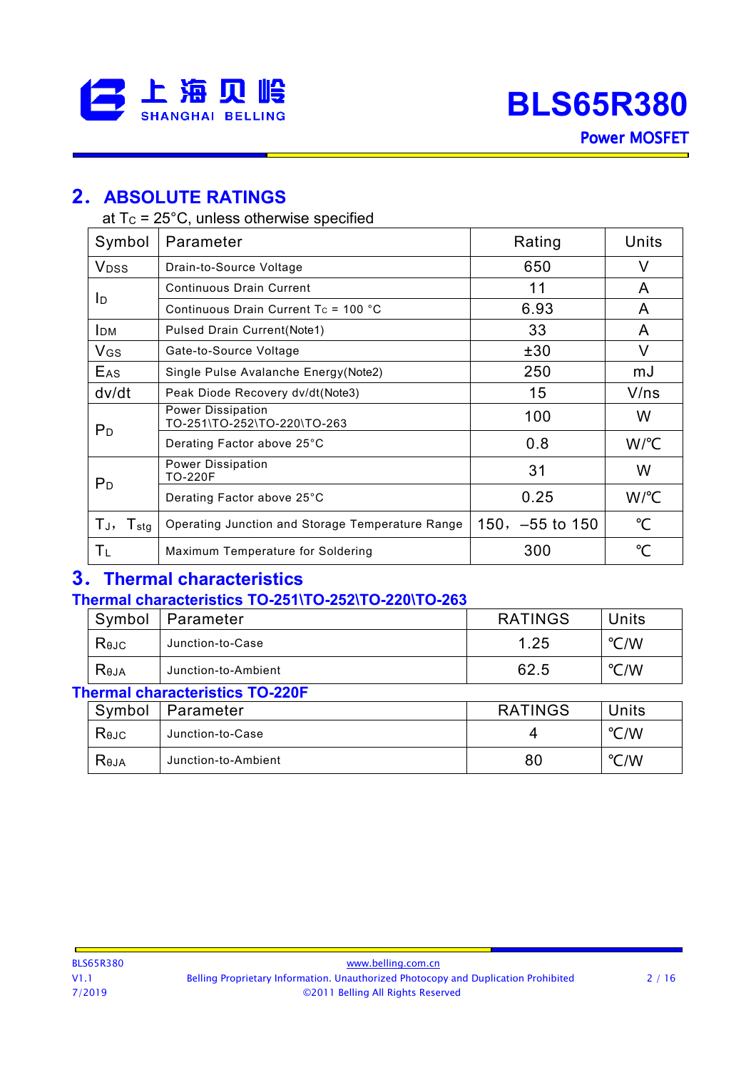## 2. ABSOLUTE RATINGS

at $T_C$ = 25°C, unless otherwise specified

| Symbol | Parameter | Rating | Units |
|---|---|---|---|
| $V_{DSS}$ | Drain-to-Source Voltage | 650 | V |
| $I_D$ | Continuous Drain Current | 11 | A |
| | Continuous Drain Current $T_C$ = 100 °C | 6.93 | A |
| $I_{DM}$ | Pulsed Drain Current(Note1) | 33 | A |
| $V_{GS}$ | Gate-to-Source Voltage | ±30 | V |
| $E_{AS}$ | Single Pulse Avalanche Energy(Note2) | 250 | mJ |
| dv/dt | Peak Diode Recovery dv/dt(Note3) | 15 | V/ns |
| $P_D$ | Power Dissipation TO-251\TO-252\TO-220\TO-263 | 100 | W |
| | Derating Factor above 25°C | 0.8 | W/℃ |
| $P_D$ | Power Dissipation TO-220F | 31 | W |
| | Derating Factor above 25°C | 0.25 | W/℃ |
| $T_J$, $T_{stg}$ | Operating Junction and Storage Temperature Range | 150, –55 to 150 | ℃ |
| $T_L$ | Maximum Temperature for Soldering | 300 | ℃ |

## 3. Thermal characteristics

### Thermal characteristics TO-251\TO-252\TO-220\TO-263

| Symbol | Parameter | RATINGS | Units |
|---|---|---|---|
| $R_{\theta JC}$ | Junction-to-Case | 1.25 | ℃/W |
| $R_{\theta JA}$ | Junction-to-Ambient | 62.5 | ℃/W |

### Thermal characteristics TO-220F

| Symbol | Parameter | RATINGS | Units |
|---|---|---|---|
| $R_{\theta JC}$ | Junction-to-Case | 4 | ℃/W |
| $R_{\theta JA}$ | Junction-to-Ambient | 80 | ℃/W |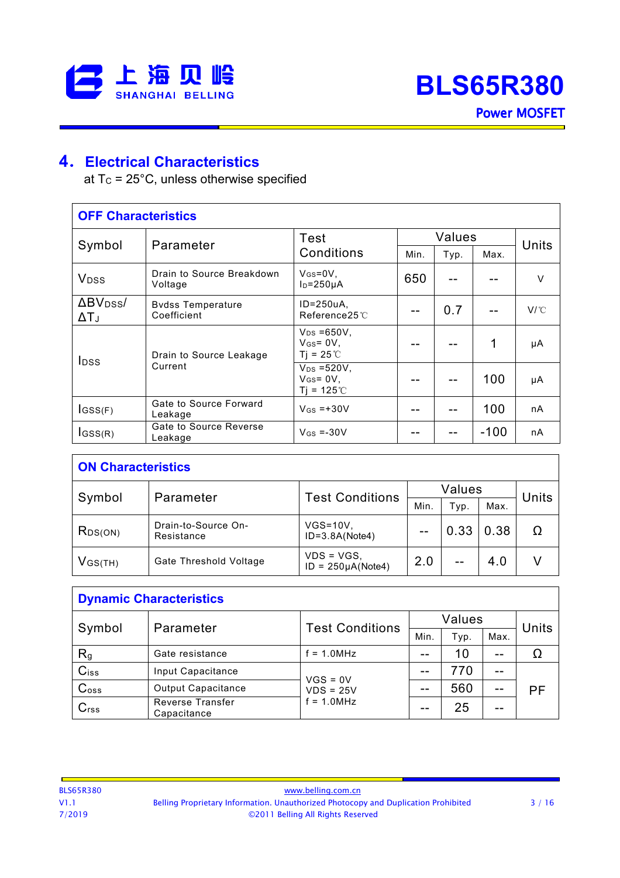## 4. Electrical Characteristics

at $T_C$ = 25°C, unless otherwise specified

**OFF Characteristics**

| Symbol | Parameter | Test Conditions | Values | | | Units |
|---|---|---|---|---|---|---|
| | | | Min. | Typ. | Max. | |
| $V_{DSS}$ | Drain to Source Breakdown Voltage | $V_{GS}$=0V, $I_D$=250μA | 650 | -- | -- | V |
| $\Delta BV_{DSS}/\Delta T_J$ | Bvdss Temperature Coefficient | ID=250uA, Reference25℃ | -- | 0.7 | -- | V/℃ |
| $I_{DSS}$ | Drain to Source Leakage Current | $V_{DS}$ =650V, $V_{GS}$= 0V, Tj = 25℃ | -- | -- | 1 | μA |
| | | $V_{DS}$ =520V, $V_{GS}$= 0V, Tj = 125℃ | -- | -- | 100 | μA |
| $I_{GSS(F)}$ | Gate to Source Forward Leakage | $V_{GS}$ =+30V | -- | -- | 100 | nA |
| $I_{GSS(R)}$ | Gate to Source Reverse Leakage | $V_{GS}$ =-30V | -- | -- | -100 | nA |

**ON Characteristics**

| Symbol | Parameter | Test Conditions | Values | | | Units |
|---|---|---|---|---|---|---|
| | | | Min. | Typ. | Max. | |
| $R_{DS(ON)}$ | Drain-to-Source On-Resistance | VGS=10V, ID=3.8A(Note4) | -- | 0.33 | 0.38 | Ω |
| $V_{GS(TH)}$ | Gate Threshold Voltage | VDS = VGS, ID = 250μA(Note4) | 2.0 | -- | 4.0 | V |

**Dynamic Characteristics**

| Symbol | Parameter | Test Conditions | Values | | | Units |
|---|---|---|---|---|---|---|
| | | | Min. | Typ. | Max. | |
| $R_g$ | Gate resistance | f = 1.0MHz | -- | 10 | -- | Ω |
| $C_{iss}$ | Input Capacitance | VGS = 0V, VDS = 25V, f = 1.0MHz | -- | 770 | -- | PF |
| $C_{oss}$ | Output Capacitance | | -- | 560 | -- | |
| $C_{rss}$ | Reverse Transfer Capacitance | | -- | 25 | -- | |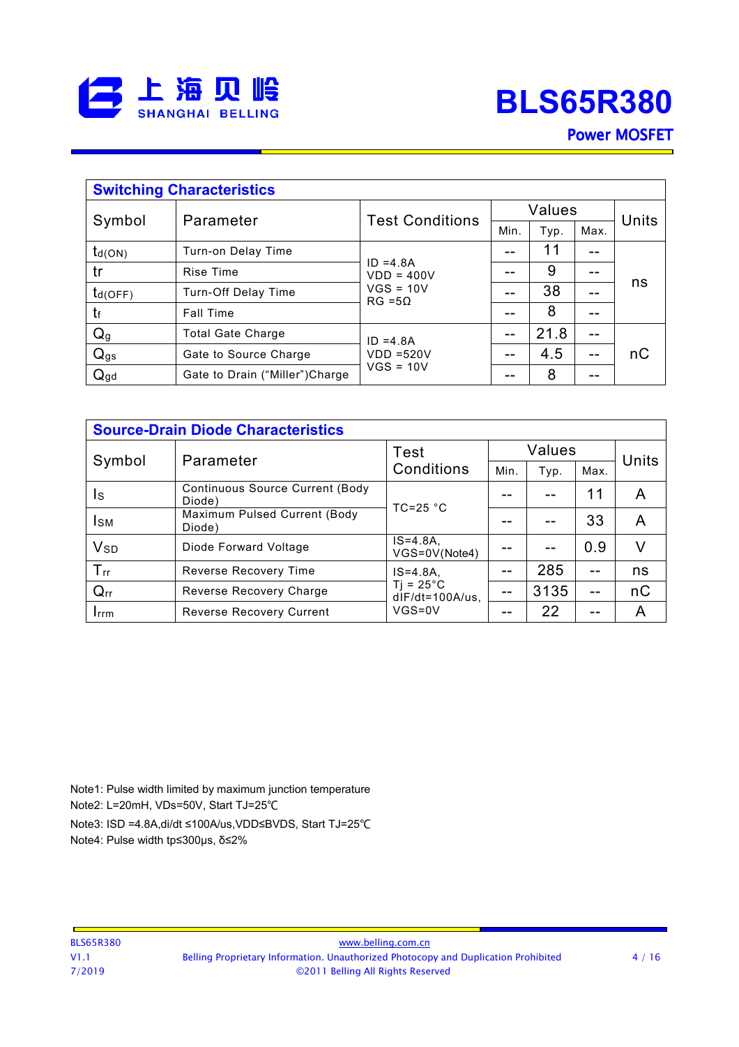## Switching Characteristics

| Symbol | Parameter | Test Conditions | Values | | | Units |
|---|---|---|---|---|---|---|
| | | | Min. | Typ. | Max. | |
| $t_{d(ON)}$ | Turn-on Delay Time | ID =4.8A VDD = 400V VGS = 10V RG =5Ω | -- | 11 | -- | ns |
| tr | Rise Time | | -- | 9 | -- | |
| $t_{d(OFF)}$ | Turn-Off Delay Time | | -- | 38 | -- | |
| $t_f$ | Fall Time | | -- | 8 | -- | |
| $Q_g$ | Total Gate Charge | ID =4.8A VDD =520V VGS = 10V | -- | 21.8 | -- | nC |
| $Q_{gs}$ | Gate to Source Charge | | -- | 4.5 | -- | |
| $Q_{gd}$ | Gate to Drain ("Miller")Charge | | -- | 8 | -- | |

## Source-Drain Diode Characteristics

| Symbol | Parameter | Test Conditions | Values | | | Units |
|---|---|---|---|---|---|---|
| | | | Min. | Typ. | Max. | |
| $I_S$ | Continuous Source Current (Body Diode) | TC=25 °C | -- | -- | 11 | A |
| $I_{SM}$ | Maximum Pulsed Current (Body Diode) | | -- | -- | 33 | A |
| $V_{SD}$ | Diode Forward Voltage | IS=4.8A, VGS=0V(Note4) | -- | -- | 0.9 | V |
| $T_{rr}$ | Reverse Recovery Time | IS=4.8A, Tj = 25°C dIF/dt=100A/us, VGS=0V | -- | 285 | -- | ns |
| $Q_{rr}$ | Reverse Recovery Charge | | -- | 3135 | -- | nC |
| $I_{rrm}$ | Reverse Recovery Current | | -- | 22 | -- | A |

Note1: Pulse width limited by maximum junction temperature

Note2: L=20mH, VDs=50V, Start TJ=25℃

Note3: ISD =4.8A,di/dt ≤100A/us,VDD≤BVDS, Start TJ=25℃

Note4: Pulse width tp≤300μs, δ≤2%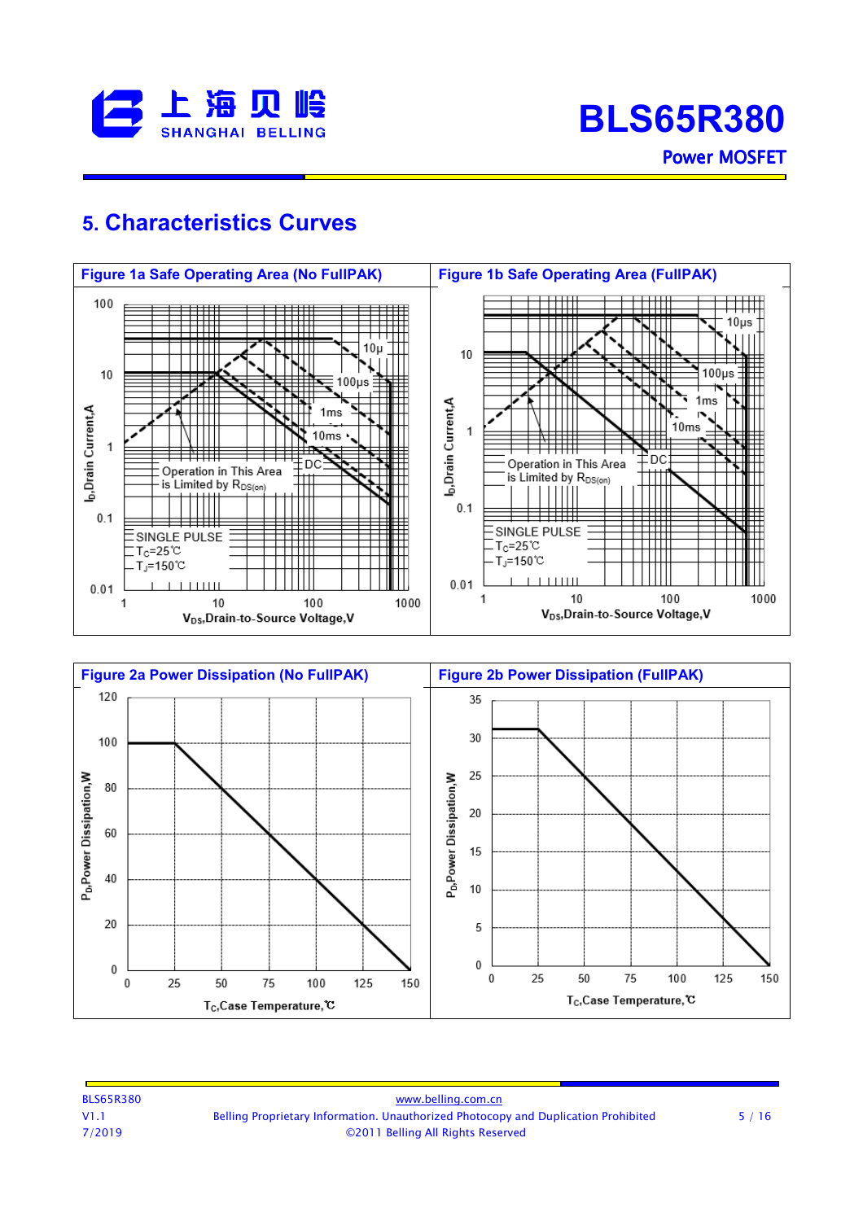## 5. Characteristics Curves

**Figure 1a Safe Operating Area (No FullPAK)**

100
10
1
0.1
0.01
1
10
100
1000
$I_D$,Drain Current,A
$V_{DS}$,Drain-to-Source Voltage,V
10μ
100μs
1ms
10ms
DC
Operation in This Area is Limited by $R_{DS(on)}$
SINGLE PULSE
$T_C$=25℃
$T_J$=150℃

**Figure 1b Safe Operating Area (FullPAK)**

10
1
0.1
0.01
1
10
100
1000
$I_D$,Drain Current,A
$V_{DS}$,Drain-to-Source Voltage,V
10μs
100μs
1ms
10ms
DC
Operation in This Area is Limited by $R_{DS(on)}$
SINGLE PULSE
$T_C$=25℃
$T_J$=150℃

**Figure 2a Power Dissipation (No FullPAK)**

120
100
80
60
40
20
0
0
25
50
75
100
125
150
$P_D$,Power Dissipation,W
$T_C$,Case Temperature,℃

**Figure 2b Power Dissipation (FullPAK)**

35
30
25
20
15
10
5
0
0
25
50
75
100
125
150
$P_D$,Power Dissipation,W
$T_C$,Case Temperature,℃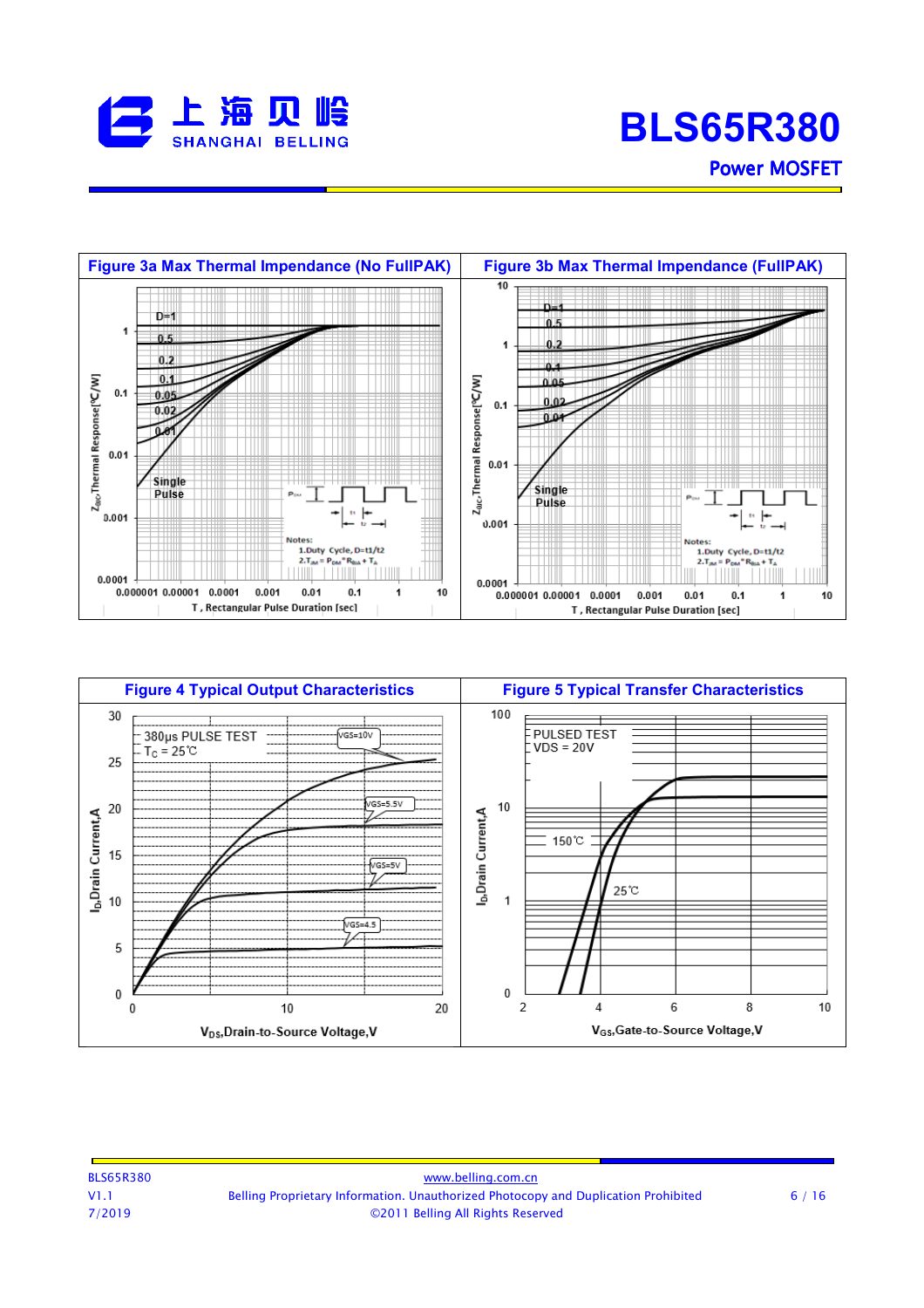## Figure 3a Max Thermal Impendance (No FullPAK)

D=1
0.5
0.2
0.1
0.05
0.02
0.01
Single Pulse

$Z_{\theta JC}$,Thermal Response[℃/W]

1
0.1
0.01
0.001
0.0001

0.000001 0.00001 0.0001 0.001 0.01 0.1 1 10

T , Rectangular Pulse Duration [sec]

$P_{DM}$
$t_1$
$t_2$

Notes:
1.Duty Cycle, D=t1/t2
2.$T_{JM} = P_{DM} * R_{\theta JA} + T_A$

## Figure 3b Max Thermal Impendance (FullPAK)

D=1
0.5
0.2
0.1
0.05
0.02
0.01
Single Pulse

$Z_{\theta JC}$,Thermal Response[℃/W]

10
1
0.1
0.01
0.001
0.0001

0.000001 0.00001 0.0001 0.001 0.01 0.1 1 10

T , Rectangular Pulse Duration [sec]

$P_{DM}$
$t_1$
$t_2$

Notes:
1.Duty Cycle, D=t1/t2
2.$T_{JM} = P_{DM} * R_{\theta JA} + T_A$

## Figure 4 Typical Output Characteristics

380μs PULSE TEST
$T_C$ = 25℃

VGS=10V
VGS=5.5V
VGS=5V
VGS=4.5

$I_D$,Drain Current,A

30
25
20
15
10
5
0

0 10 20

$V_{DS}$,Drain-to-Source Voltage,V

## Figure 5 Typical Transfer Characteristics

PULSED TEST
VDS = 20V

150℃
25℃

$I_D$,Drain Current,A

100
10
1
0

2 4 6 8 10

$V_{GS}$,Gate-to-Source Voltage,V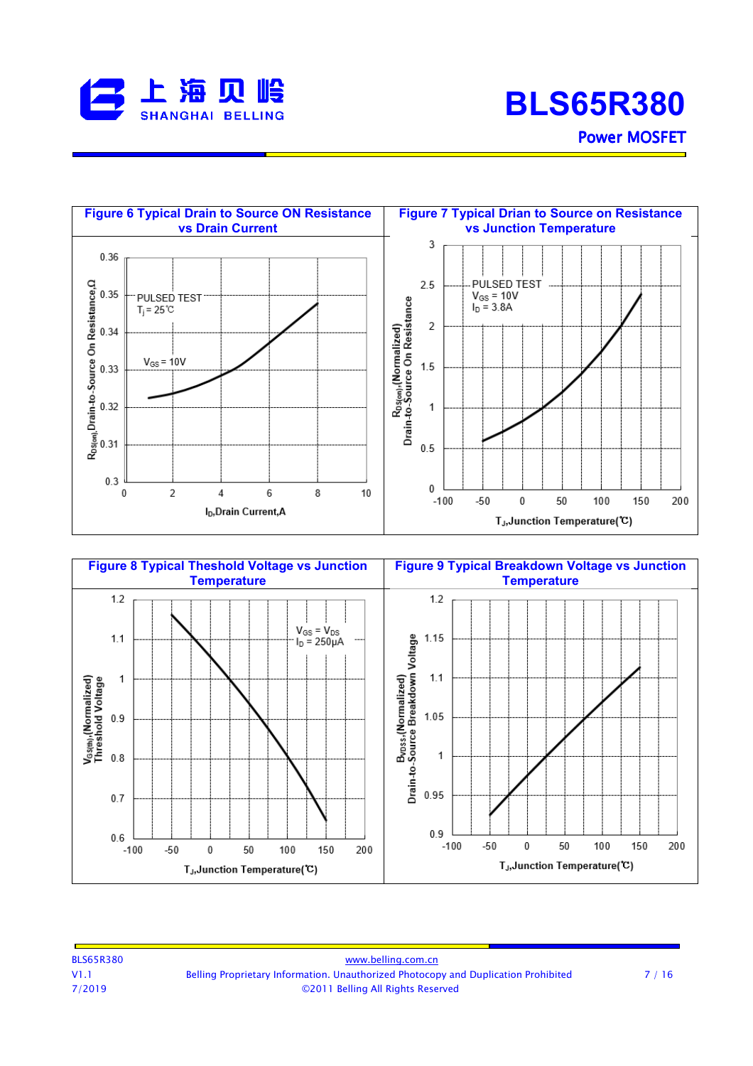**Figure 6 Typical Drain to Source ON Resistance vs Drain Current**

0.36
0.35
0.34
0.33
0.32
0.31
0.3

0 2 4 6 8 10

PULSED TEST
$T_j = 25℃$

$V_{GS} = 10V$

$R_{DS(on)}$,Drain-to-Source On Resistance,Ω

$I_D$,Drain Current,A

**Figure 7 Typical Drian to Source on Resistance vs Junction Temperature**

3
2.5
2
1.5
1
0.5
0

-100 -50 0 50 100 150 200

PULSED TEST
$V_{GS} = 10V$
$I_D = 3.8A$

$R_{DS(on)}$,(Normalized) Drain-to-Source On Resistance

$T_J$,Junction Temperature(℃)

**Figure 8 Typical Theshold Voltage vs Junction Temperature**

1.2
1.1
1
0.9
0.8
0.7
0.6

-100 -50 0 50 100 150 200

$V_{GS} = V_{DS}$
$I_D = 250\mu A$

$V_{GS(th)}$,(Normalized) Threshold Voltage

$T_J$,Junction Temperature(℃)

**Figure 9 Typical Breakdown Voltage vs Junction Temperature**

1.2
1.15
1.1
1.05
1
0.95
0.9

-100 -50 0 50 100 150 200

$B_{VDSS}$,(Normalized) Drain-to-Source Breakdown Voltage

$T_J$,Junction Temperature(℃)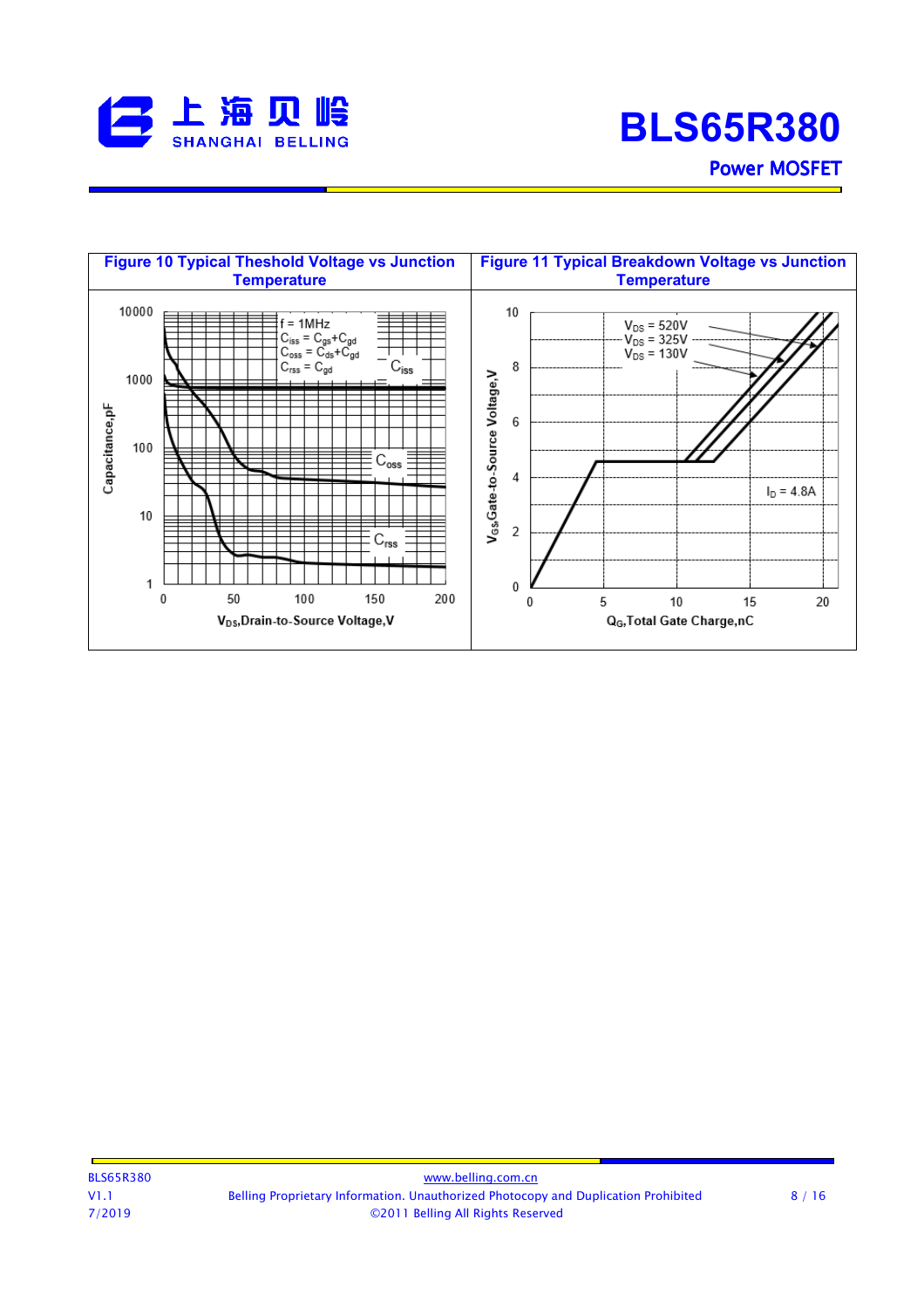| Figure 10 Typical Theshold Voltage vs Junction Temperature | Figure 11 Typical Breakdown Voltage vs Junction Temperature |
|---|---|
| | |

f = 1MHz
$C_{iss} = C_{gs}+C_{gd}$
$C_{oss} = C_{ds}+C_{gd}$
$C_{rss} = C_{gd}$
$C_{iss}$
$C_{oss}$
$C_{rss}$
10000
1000
100
10
1
0
50
100
150
200
Capacitance,pF
$V_{DS}$,Drain-to-Source Voltage,V

$V_{DS}$ = 520V
$V_{DS}$ = 325V
$V_{DS}$ = 130V
$I_D$ = 4.8A
10
8
6
4
2
0
0
5
10
15
20
$V_{GS}$,Gate-to-Source Voltage,V
$Q_G$,Total Gate Charge,nC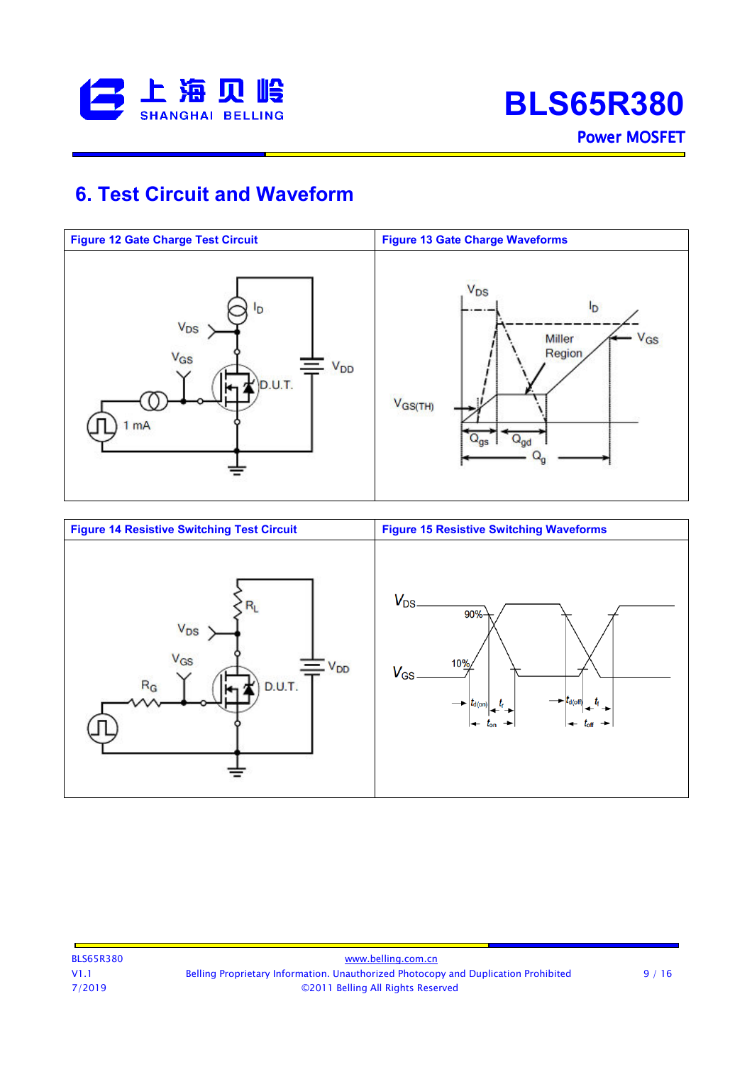## 6. Test Circuit and Waveform

| Figure 12 Gate Charge Test Circuit | Figure 13 Gate Charge Waveforms |
| --- | --- |
| $I_D$ $V_{DS}$ $V_{GS}$ D.U.T. $V_{DD}$ 1 mA | $V_{DS}$ $I_D$ Miller Region $V_{GS}$ $V_{GS(TH)}$ $Q_{gs}$ $Q_{gd}$ $Q_g$ |

| Figure 14 Resistive Switching Test Circuit | Figure 15 Resistive Switching Waveforms |
| --- | --- |
| $R_L$ $V_{DS}$ $V_{GS}$ $R_G$ D.U.T. $V_{DD}$ | $V_{DS}$ 90% $V_{GS}$ 10% $t_{d(on)}$ $t_r$ $t_{on}$ $t_{d(off)}$ $t_f$ $t_{off}$ |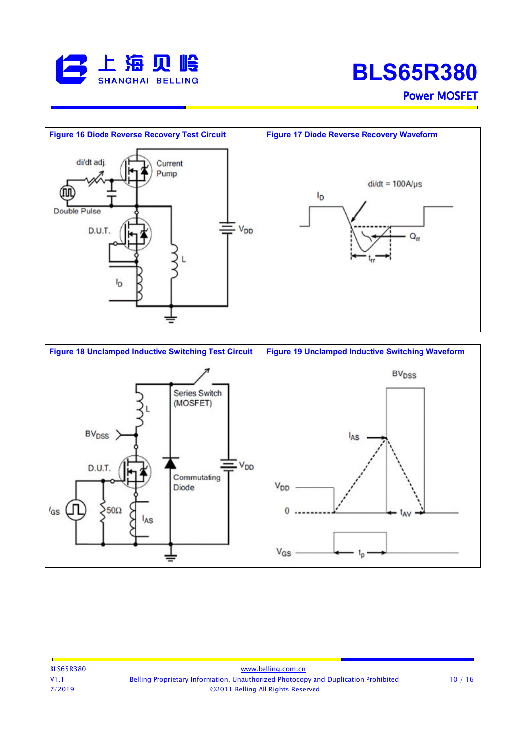Figure 16 Diode Reverse Recovery Test Circuit

di/dt adj.

Current Pump

Double Pulse

D.U.T.

$V_{DD}$

L

$I_D$

Figure 17 Diode Reverse Recovery Waveform

di/dt = 100A/μs

$I_D$

$Q_{rr}$

$t_{rr}$

Figure 18 Unclamped Inductive Switching Test Circuit

L

Series Switch (MOSFET)

$BV_{DSS}$

D.U.T.

$V_{DD}$

Commutating Diode

$V_{GS}$

50Ω

$I_{AS}$

Figure 19 Unclamped Inductive Switching Waveform

$BV_{DSS}$

$I_{AS}$

$V_{DD}$

0

$t_{AV}$

$V_{GS}$

$t_p$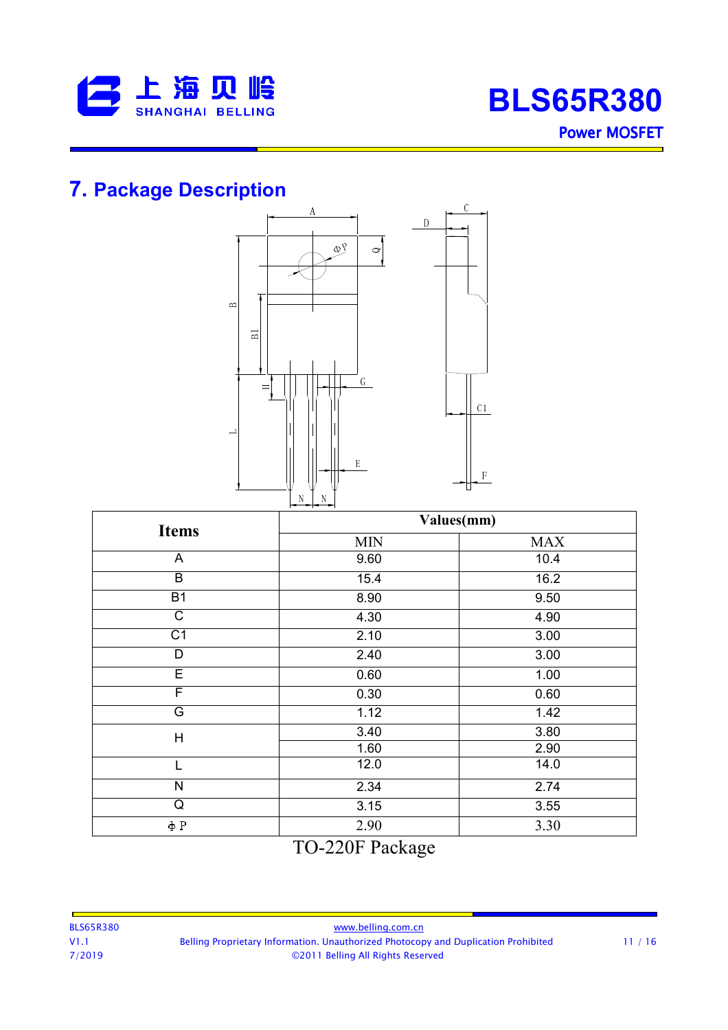## 7. Package Description

A

C

D

ΦP

Q

B

B1

H

G

L

E

C1

F

N N

| Items | Values(mm) | |
|---|---|---|
| | MIN | MAX |
| A | 9.60 | 10.4 |
| B | 15.4 | 16.2 |
| B1 | 8.90 | 9.50 |
| C | 4.30 | 4.90 |
| C1 | 2.10 | 3.00 |
| D | 2.40 | 3.00 |
| E | 0.60 | 1.00 |
| F | 0.30 | 0.60 |
| G | 1.12 | 1.42 |
| H | 3.40 | 3.80 |
| | 1.60 | 2.90 |
| L | 12.0 | 14.0 |
| N | 2.34 | 2.74 |
| Q | 3.15 | 3.55 |
| ΦP | 2.90 | 3.30 |

TO-220F Package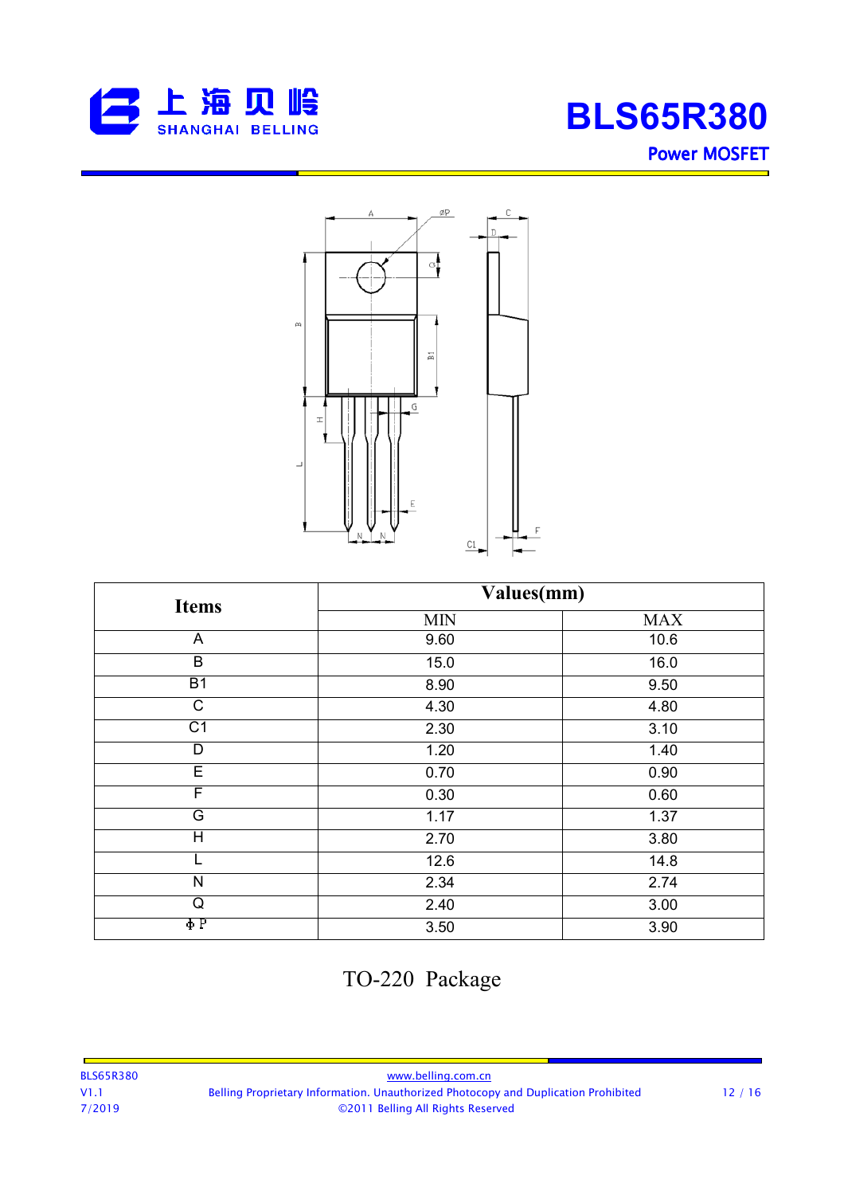| Items | Values(mm) | |
|---|---|---|
| | MIN | MAX |
| A | 9.60 | 10.6 |
| B | 15.0 | 16.0 |
| B1 | 8.90 | 9.50 |
| C | 4.30 | 4.80 |
| C1 | 2.30 | 3.10 |
| D | 1.20 | 1.40 |
| E | 0.70 | 0.90 |
| F | 0.30 | 0.60 |
| G | 1.17 | 1.37 |
| H | 2.70 | 3.80 |
| L | 12.6 | 14.8 |
| N | 2.34 | 2.74 |
| Q | 2.40 | 3.00 |
| Φ P | 3.50 | 3.90 |

TO-220 Package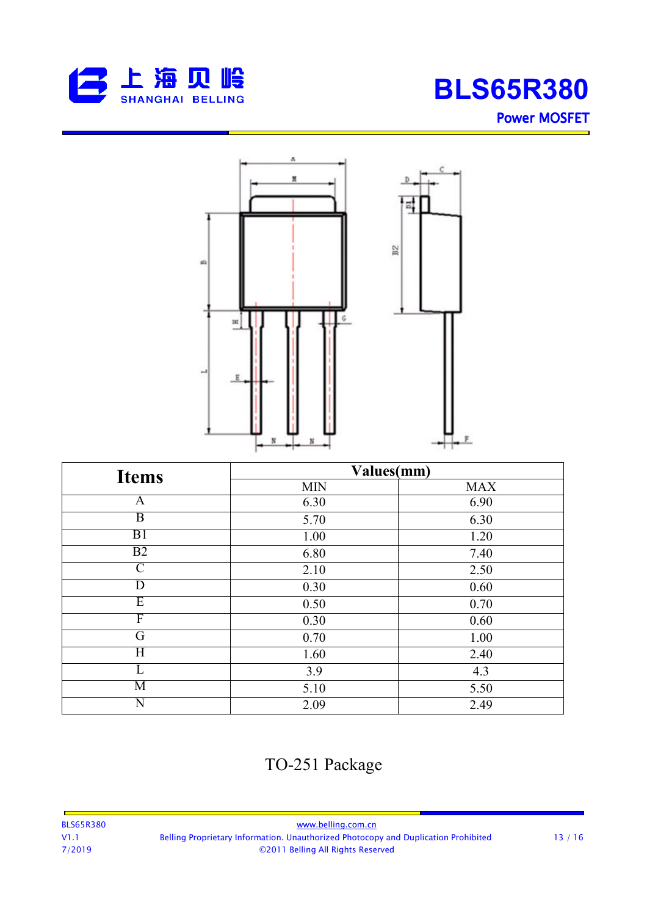| Items | Values(mm) | |
|---|---|---|
| | MIN | MAX |
| A | 6.30 | 6.90 |
| B | 5.70 | 6.30 |
| B1 | 1.00 | 1.20 |
| B2 | 6.80 | 7.40 |
| C | 2.10 | 2.50 |
| D | 0.30 | 0.60 |
| E | 0.50 | 0.70 |
| F | 0.30 | 0.60 |
| G | 0.70 | 1.00 |
| H | 1.60 | 2.40 |
| L | 3.9 | 4.3 |
| M | 5.10 | 5.50 |
| N | 2.09 | 2.49 |

TO-251 Package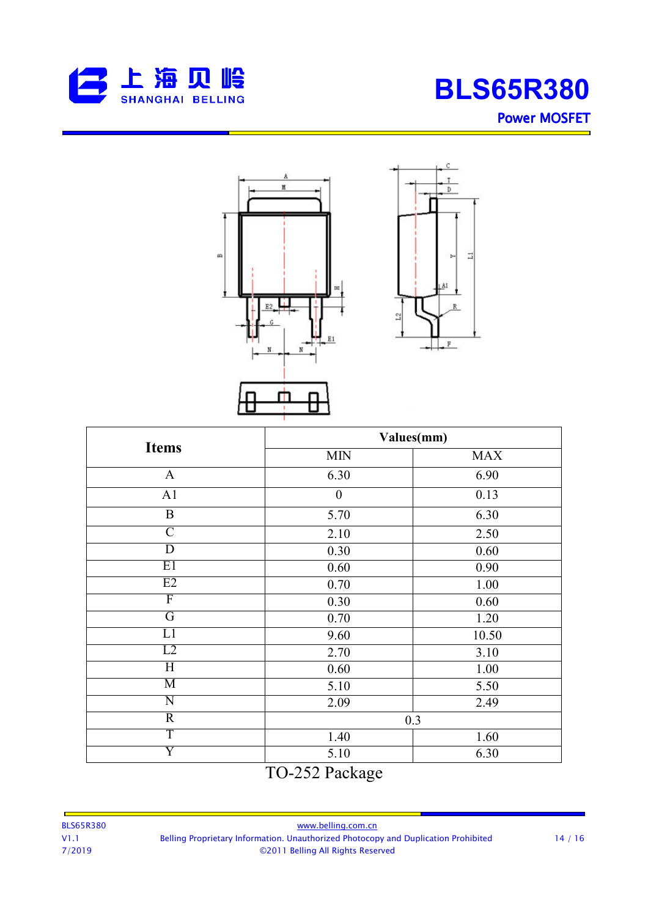| Items | Values(mm) | |
|---|---|---|
| | MIN | MAX |
| A | 6.30 | 6.90 |
| A1 | 0 | 0.13 |
| B | 5.70 | 6.30 |
| C | 2.10 | 2.50 |
| D | 0.30 | 0.60 |
| E1 | 0.60 | 0.90 |
| E2 | 0.70 | 1.00 |
| F | 0.30 | 0.60 |
| G | 0.70 | 1.20 |
| L1 | 9.60 | 10.50 |
| L2 | 2.70 | 3.10 |
| H | 0.60 | 1.00 |
| M | 5.10 | 5.50 |
| N | 2.09 | 2.49 |
| R | 0.3 | |
| T | 1.40 | 1.60 |
| Y | 5.10 | 6.30 |

TO-252 Package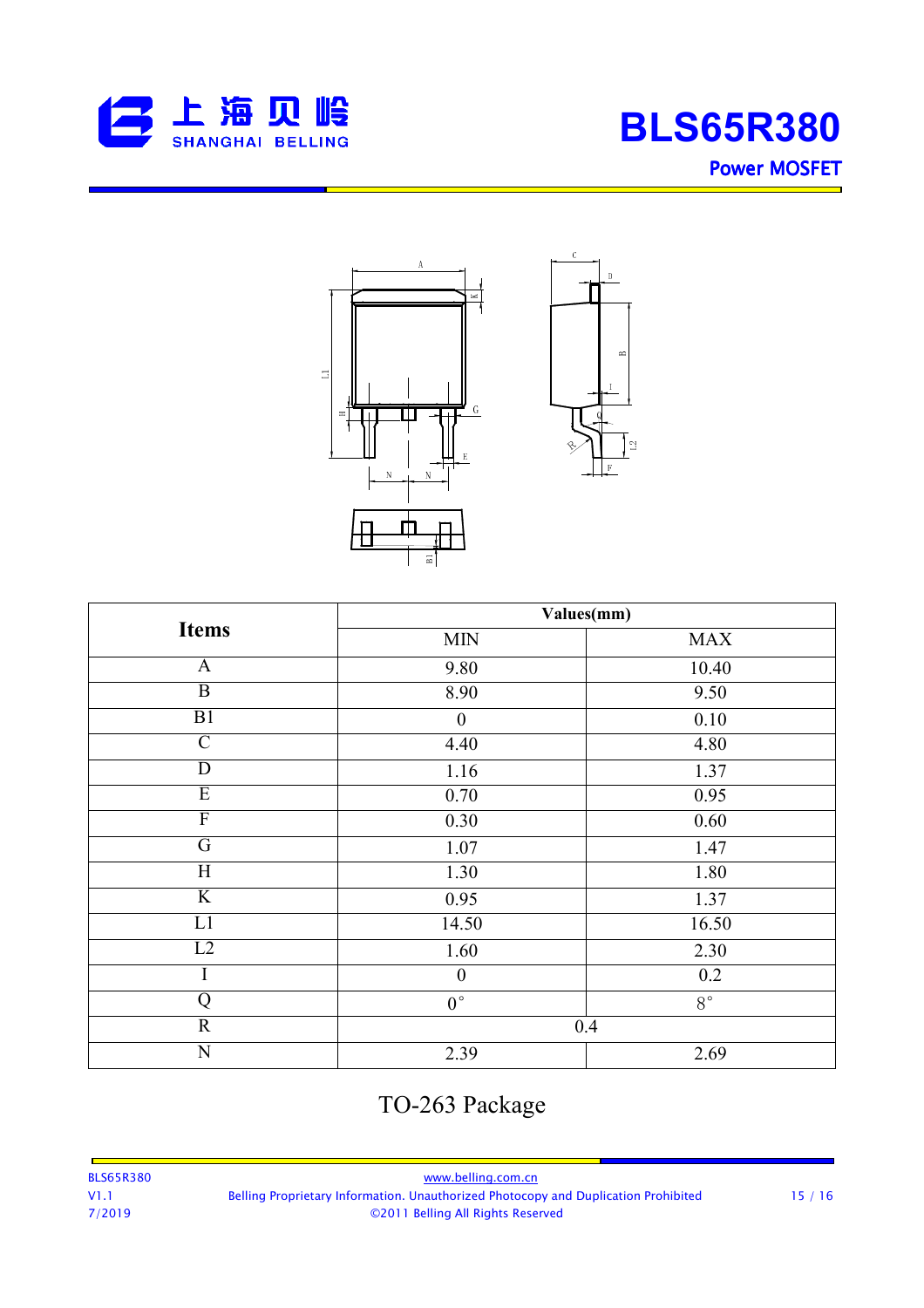| Items | Values(mm) | |
|---|---|---|
| | MIN | MAX |
| A | 9.80 | 10.40 |
| B | 8.90 | 9.50 |
| B1 | 0 | 0.10 |
| C | 4.40 | 4.80 |
| D | 1.16 | 1.37 |
| E | 0.70 | 0.95 |
| F | 0.30 | 0.60 |
| G | 1.07 | 1.47 |
| H | 1.30 | 1.80 |
| K | 0.95 | 1.37 |
| L1 | 14.50 | 16.50 |
| L2 | 1.60 | 2.30 |
| I | 0 | 0.2 |
| Q | 0° | 8° |
| R | 0.4 | |
| N | 2.39 | 2.69 |

TO-263 Package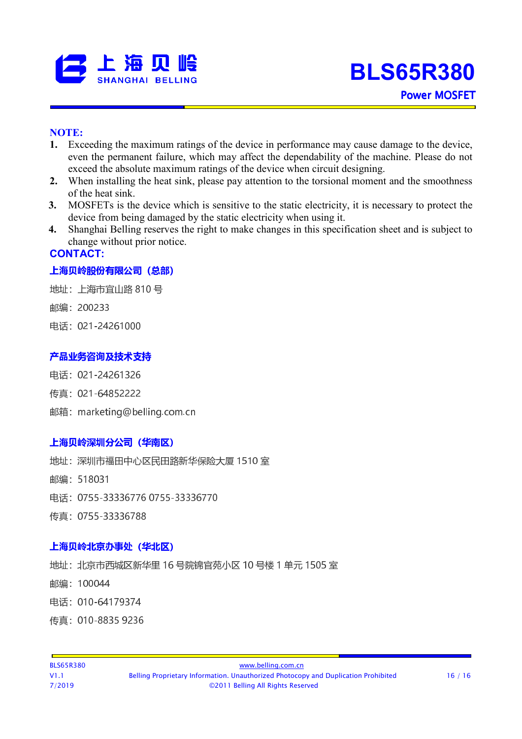**NOTE:**

1. Exceeding the maximum ratings of the device in performance may cause damage to the device, even the permanent failure, which may affect the dependability of the machine. Please do not exceed the absolute maximum ratings of the device when circuit designing.
2. When installing the heat sink, please pay attention to the torsional moment and the smoothness of the heat sink.
3. MOSFETs is the device which is sensitive to the static electricity, it is necessary to protect the device from being damaged by the static electricity when using it.
4. Shanghai Belling reserves the right to make changes in this specification sheet and is subject to change without prior notice.

## CONTACT:

### 上海贝岭股份有限公司（总部）

地址：上海市宜山路 810 号

邮编：200233

电话：021-24261000

### 产品业务咨询及技术支持

电话：021-24261326

传真：021-64852222

邮箱：marketing@belling.com.cn

### 上海贝岭深圳分公司（华南区）

地址：深圳市福田中心区民田路新华保险大厦 1510 室

邮编：518031

电话：0755-33336776 0755-33336770

传真：0755-33336788

### 上海贝岭北京办事处（华北区）

地址：北京市西城区新华里 16 号院锦官苑小区 10 号楼 1 单元 1505 室

邮编：100044

电话：010-64179374

传真：010-8835 9236